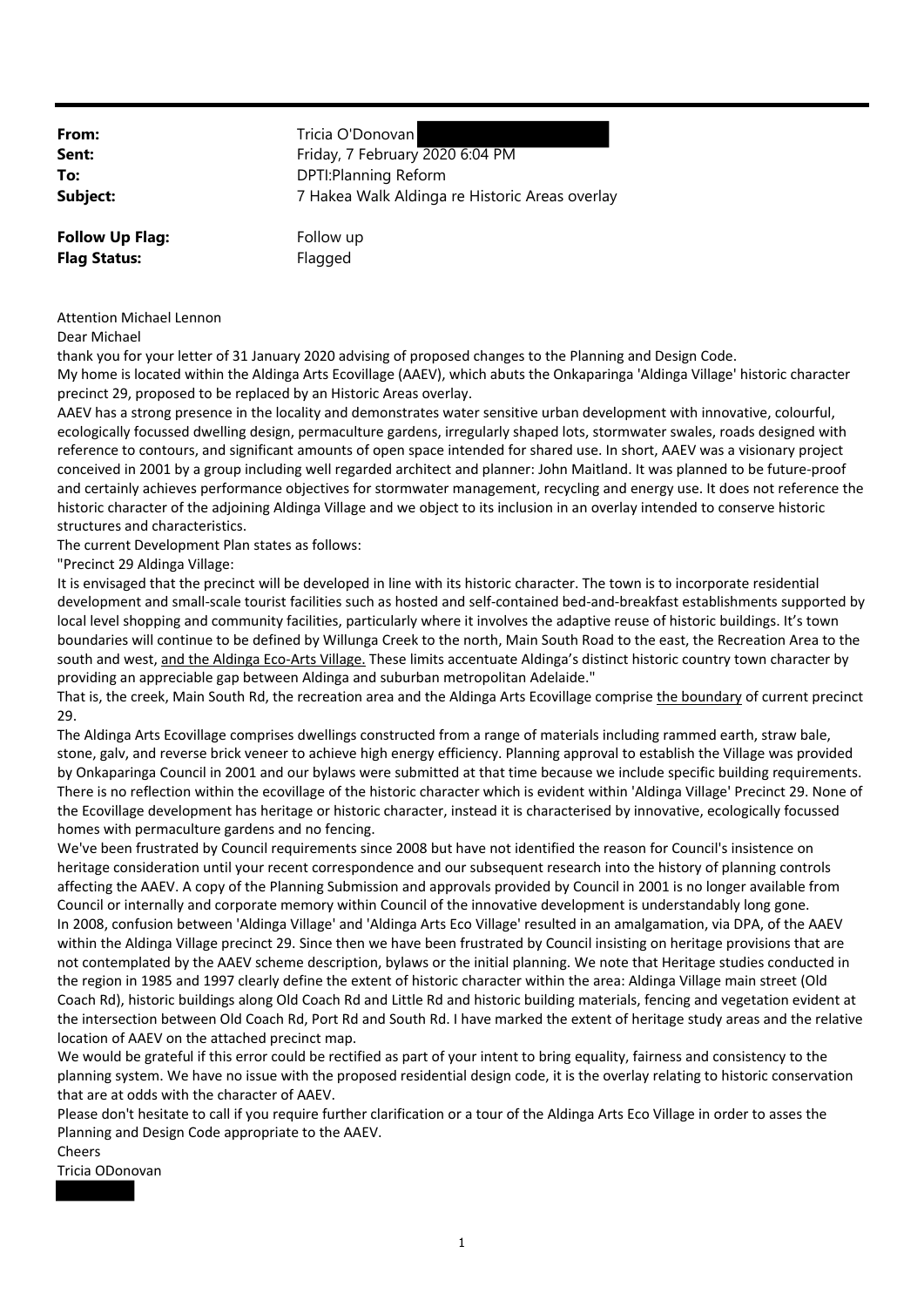| | |
|---|---|
| **From:** | Tricia O'Donovan |
| **Sent:** | Friday, 7 February 2020 6:04 PM |
| **To:** | DPTI:Planning Reform |
| **Subject:** | 7 Hakea Walk Aldinga re Historic Areas overlay |
| **Follow Up Flag:** | Follow up |
| **Flag Status:** | Flagged |

Attention Michael Lennon

Dear Michael

thank you for your letter of 31 January 2020 advising of proposed changes to the Planning and Design Code.

My home is located within the Aldinga Arts Ecovillage (AAEV), which abuts the Onkaparinga 'Aldinga Village' historic character precinct 29, proposed to be replaced by an Historic Areas overlay.

AAEV has a strong presence in the locality and demonstrates water sensitive urban development with innovative, colourful, ecologically focussed dwelling design, permaculture gardens, irregularly shaped lots, stormwater swales, roads designed with reference to contours, and significant amounts of open space intended for shared use. In short, AAEV was a visionary project conceived in 2001 by a group including well regarded architect and planner: John Maitland. It was planned to be future-proof and certainly achieves performance objectives for stormwater management, recycling and energy use. It does not reference the historic character of the adjoining Aldinga Village and we object to its inclusion in an overlay intended to conserve historic structures and characteristics.

The current Development Plan states as follows:

"Precinct 29 Aldinga Village:

It is envisaged that the precinct will be developed in line with its historic character. The town is to incorporate residential development and small-scale tourist facilities such as hosted and self-contained bed-and-breakfast establishments supported by local level shopping and community facilities, particularly where it involves the adaptive reuse of historic buildings. It's town boundaries will continue to be defined by Willunga Creek to the north, Main South Road to the east, the Recreation Area to the south and west, <u>and the Aldinga Eco-Arts Village.</u> These limits accentuate Aldinga's distinct historic country town character by providing an appreciable gap between Aldinga and suburban metropolitan Adelaide."

That is, the creek, Main South Rd, the recreation area and the Aldinga Arts Ecovillage comprise <u>the boundary</u> of current precinct 29.

The Aldinga Arts Ecovillage comprises dwellings constructed from a range of materials including rammed earth, straw bale, stone, galv, and reverse brick veneer to achieve high energy efficiency. Planning approval to establish the Village was provided by Onkaparinga Council in 2001 and our bylaws were submitted at that time because we include specific building requirements. There is no reflection within the ecovillage of the historic character which is evident within 'Aldinga Village' Precinct 29. None of the Ecovillage development has heritage or historic character, instead it is characterised by innovative, ecologically focussed homes with permaculture gardens and no fencing.

We've been frustrated by Council requirements since 2008 but have not identified the reason for Council's insistence on heritage consideration until your recent correspondence and our subsequent research into the history of planning controls affecting the AAEV. A copy of the Planning Submission and approvals provided by Council in 2001 is no longer available from Council or internally and corporate memory within Council of the innovative development is understandably long gone.

In 2008, confusion between 'Aldinga Village' and 'Aldinga Arts Eco Village' resulted in an amalgamation, via DPA, of the AAEV within the Aldinga Village precinct 29. Since then we have been frustrated by Council insisting on heritage provisions that are not contemplated by the AAEV scheme description, bylaws or the initial planning. We note that Heritage studies conducted in the region in 1985 and 1997 clearly define the extent of historic character within the area: Aldinga Village main street (Old Coach Rd), historic buildings along Old Coach Rd and Little Rd and historic building materials, fencing and vegetation evident at the intersection between Old Coach Rd, Port Rd and South Rd. I have marked the extent of heritage study areas and the relative location of AAEV on the attached precinct map.

We would be grateful if this error could be rectified as part of your intent to bring equality, fairness and consistency to the planning system. We have no issue with the proposed residential design code, it is the overlay relating to historic conservation that are at odds with the character of AAEV.

Please don't hesitate to call if you require further clarification or a tour of the Aldinga Arts Eco Village in order to asses the Planning and Design Code appropriate to the AAEV.

Cheers

Tricia ODonovan